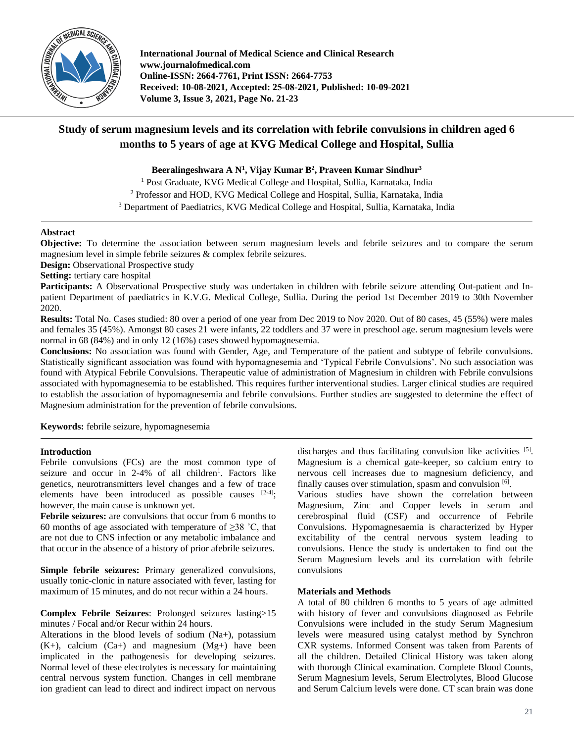# Study of serum magnesium levels and its correlation with febrile convulsions in children aged 6 months to 5 years of age at KVG Medical College and Hospital, Sullia

**Beeralingeshwara A N[1], Vijay Kumar B[2], Praveen Kumar Sindhur[3]**

[1] Post Graduate, KVG Medical College and Hospital, Sullia, Karnataka, India
[2] Professor and HOD, KVG Medical College and Hospital, Sullia, Karnataka, India
[3] Department of Paediatrics, KVG Medical College and Hospital, Sullia, Karnataka, India

## Abstract

**Objective:** To determine the association between serum magnesium levels and febrile seizures and to compare the serum magnesium level in simple febrile seizures & complex febrile seizures.

**Design:** Observational Prospective study

**Setting:** tertiary care hospital

**Participants:** A Observational Prospective study was undertaken in children with febrile seizure attending Out-patient and In-patient Department of paediatrics in K.V.G. Medical College, Sullia. During the period 1st December 2019 to 30th November 2020.

**Results:** Total No. Cases studied: 80 over a period of one year from Dec 2019 to Nov 2020. Out of 80 cases, 45 (55%) were males and females 35 (45%). Amongst 80 cases 21 were infants, 22 toddlers and 37 were in preschool age. serum magnesium levels were normal in 68 (84%) and in only 12 (16%) cases showed hypomagnesemia.

**Conclusions:** No association was found with Gender, Age, and Temperature of the patient and subtype of febrile convulsions. Statistically significant association was found with hypomagnesemia and 'Typical Febrile Convulsions'. No such association was found with Atypical Febrile Convulsions. Therapeutic value of administration of Magnesium in children with Febrile convulsions associated with hypomagnesemia to be established. This requires further interventional studies. Larger clinical studies are required to establish the association of hypomagnesemia and febrile convulsions. Further studies are suggested to determine the effect of Magnesium administration for the prevention of febrile convulsions.

**Keywords:** febrile seizure, hypomagnesemia

## Introduction

Febrile convulsions (FCs) are the most common type of seizure and occur in 2-4% of all children[1]. Factors like genetics, neurotransmitters level changes and a few of trace elements have been introduced as possible causes [2-4]; however, the main cause is unknown yet.

**Febrile seizures:** are convulsions that occur from 6 months to 60 months of age associated with temperature of ≥38 ˚C, that are not due to CNS infection or any metabolic imbalance and that occur in the absence of a history of prior afebrile seizures.

**Simple febrile seizures:** Primary generalized convulsions, usually tonic-clonic in nature associated with fever, lasting for maximum of 15 minutes, and do not recur within a 24 hours.

**Complex Febrile Seizures**: Prolonged seizures lasting>15 minutes / Focal and/or Recur within 24 hours.

Alterations in the blood levels of sodium ($Na^+$), potassium ($K^+$), calcium ($Ca^+$) and magnesium ($Mg^+$) have been implicated in the pathogenesis for developing seizures. Normal level of these electrolytes is necessary for maintaining central nervous system function. Changes in cell membrane ion gradient can lead to direct and indirect impact on nervous discharges and thus facilitating convulsion like activities [5]. Magnesium is a chemical gate-keeper, so calcium entry to nervous cell increases due to magnesium deficiency, and finally causes over stimulation, spasm and convulsion [6].

Various studies have shown the correlation between Magnesium, Zinc and Copper levels in serum and cerebrospinal fluid (CSF) and occurrence of Febrile Convulsions. Hypomagnesaemia is characterized by Hyper excitability of the central nervous system leading to convulsions. Hence the study is undertaken to find out the Serum Magnesium levels and its correlation with febrile convulsions

## Materials and Methods

A total of 80 children 6 months to 5 years of age admitted with history of fever and convulsions diagnosed as Febrile Convulsions were included in the study Serum Magnesium levels were measured using catalyst method by Synchron CXR systems. Informed Consent was taken from Parents of all the children. Detailed Clinical History was taken along with thorough Clinical examination. Complete Blood Counts, Serum Magnesium levels, Serum Electrolytes, Blood Glucose and Serum Calcium levels were done. CT scan brain was done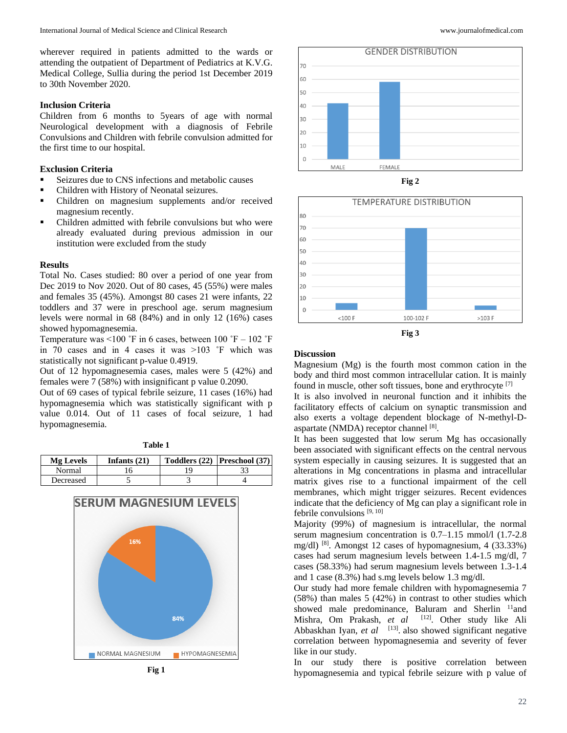wherever required in patients admitted to the wards or attending the outpatient of Department of Pediatrics at K.V.G. Medical College, Sullia during the period 1st December 2019 to 30th November 2020.

### Inclusion Criteria

Children from 6 months to 5years of age with normal Neurological development with a diagnosis of Febrile Convulsions and Children with febrile convulsion admitted for the first time to our hospital.

### Exclusion Criteria

- Seizures due to CNS infections and metabolic causes
- Children with History of Neonatal seizures.
- Children on magnesium supplements and/or received magnesium recently.
- Children admitted with febrile convulsions but who were already evaluated during previous admission in our institution were excluded from the study

## Results

Total No. Cases studied: 80 over a period of one year from Dec 2019 to Nov 2020. Out of 80 cases, 45 (55%) were males and females 35 (45%). Amongst 80 cases 21 were infants, 22 toddlers and 37 were in preschool age. serum magnesium levels were normal in 68 (84%) and in only 12 (16%) cases showed hypomagnesemia.

Temperature was <100 ˚F in 6 cases, between 100 ˚F – 102 ˚F in 70 cases and in 4 cases it was >103 ˚F which was statistically not significant p-value 0.4919.

Out of 12 hypomagnesemia cases, males were 5 (42%) and females were 7 (58%) with insignificant p value 0.2090.

Out of 69 cases of typical febrile seizure, 11 cases (16%) had hypomagnesemia which was statistically significant with p value 0.014. Out of 11 cases of focal seizure, 1 had hypomagnesemia.

**Table 1**

| Mg Levels | Infants (21) | Toddlers (22) | Preschool (37) |
|---|---|---|---|
| Normal | 16 | 19 | 33 |
| Decreased | 5 | 3 | 4 |

**Fig 1**

**Fig 2**

**Fig 3**

## Discussion

Magnesium (Mg) is the fourth most common cation in the body and third most common intracellular cation. It is mainly found in muscle, other soft tissues, bone and erythrocyte [7]

It is also involved in neuronal function and it inhibits the facilitatory effects of calcium on synaptic transmission and also exerts a voltage dependent blockage of N-methyl-D-aspartate (NMDA) receptor channel [8].

It has been suggested that low serum Mg has occasionally been associated with significant effects on the central nervous system especially in causing seizures. It is suggested that an alterations in Mg concentrations in plasma and intracellular matrix gives rise to a functional impairment of the cell membranes, which might trigger seizures. Recent evidences indicate that the deficiency of Mg can play a significant role in febrile convulsions [9, 10]

Majority (99%) of magnesium is intracellular, the normal serum magnesium concentration is 0.7–1.15 mmol/l (1.7-2.8 mg/dl) [8]. Amongst 12 cases of hypomagnesium, 4 (33.33%) cases had serum magnesium levels between 1.4-1.5 mg/dl, 7 cases (58.33%) had serum magnesium levels between 1.3-1.4 and 1 case (8.3%) had s.mg levels below 1.3 mg/dl.

Our study had more female children with hypomagnesemia 7 (58%) than males 5 (42%) in contrast to other studies which showed male predominance, Baluram and Sherlin [11]and Mishra, Om Prakash, *et al* [12]. Other study like Ali Abbaskhan Iyan, *et al* [13]. also showed significant negative correlation between hypomagnesemia and severity of fever like in our study.

In our study there is positive correlation between hypomagnesemia and typical febrile seizure with p value of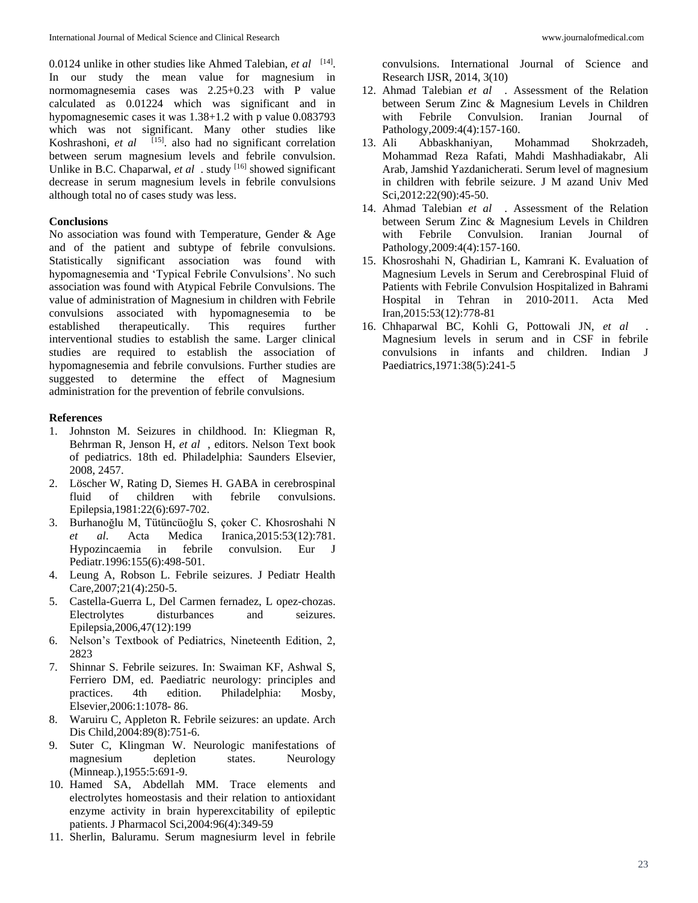0.0124 unlike in other studies like Ahmed Talebian, *et al* [14]. In our study the mean value for magnesium in normomagnesemia cases was 2.25+0.23 with P value calculated as 0.01224 which was significant and in hypomagnesemic cases it was 1.38+1.2 with p value 0.083793 which was not significant. Many other studies like Koshrashoni, *et al* [15]. also had no significant correlation between serum magnesium levels and febrile convulsion. Unlike in B.C. Chaparwal, *et al* . study [16] showed significant decrease in serum magnesium levels in febrile convulsions although total no of cases study was less.

## Conclusions

No association was found with Temperature, Gender & Age and of the patient and subtype of febrile convulsions. Statistically significant association was found with hypomagnesemia and 'Typical Febrile Convulsions'. No such association was found with Atypical Febrile Convulsions. The value of administration of Magnesium in children with Febrile convulsions associated with hypomagnesemia to be established therapeutically. This requires further interventional studies to establish the same. Larger clinical studies are required to establish the association of hypomagnesemia and febrile convulsions. Further studies are suggested to determine the effect of Magnesium administration for the prevention of febrile convulsions.

## References

1. Johnston M. Seizures in childhood. In: Kliegman R, Behrman R, Jenson H, *et al* , editors. Nelson Text book of pediatrics. 18th ed. Philadelphia: Saunders Elsevier, 2008, 2457.
2. Löscher W, Rating D, Siemes H. GABA in cerebrospinal fluid of children with febrile convulsions. Epilepsia,1981:22(6):697-702.
3. Burhanoğlu M, Tütüncüoğlu S, çoker C. Khosroshahi N *et al*. Acta Medica Iranica,2015:53(12):781. Hypozincaemia in febrile convulsion. Eur J Pediatr.1996:155(6):498-501.
4. Leung A, Robson L. Febrile seizures. J Pediatr Health Care,2007;21(4):250-5.
5. Castella-Guerra L, Del Carmen fernadez, L opez-chozas. Electrolytes disturbances and seizures. Epilepsia,2006,47(12):199
6. Nelson's Textbook of Pediatrics, Nineteenth Edition, 2, 2823
7. Shinnar S. Febrile seizures. In: Swaiman KF, Ashwal S, Ferriero DM, ed. Paediatric neurology: principles and practices. 4th edition. Philadelphia: Mosby, Elsevier,2006:1:1078- 86.
8. Waruiru C, Appleton R. Febrile seizures: an update. Arch Dis Child,2004:89(8):751-6.
9. Suter C, Klingman W. Neurologic manifestations of magnesium depletion states. Neurology (Minneap.),1955:5:691-9.
10. Hamed SA, Abdellah MM. Trace elements and electrolytes homeostasis and their relation to antioxidant enzyme activity in brain hyperexcitability of epileptic patients. J Pharmacol Sci,2004:96(4):349-59
11. Sherlin, Baluramu. Serum magnesiurm level in febrile convulsions. International Journal of Science and Research IJSR, 2014, 3(10)
12. Ahmad Talebian *et al* . Assessment of the Relation between Serum Zinc & Magnesium Levels in Children with Febrile Convulsion. Iranian Journal of Pathology,2009:4(4):157-160.
13. Ali Abbaskhaniyan, Mohammad Shokrzadeh, Mohammad Reza Rafati, Mahdi Mashhadiakabr, Ali Arab, Jamshid Yazdanicherati. Serum level of magnesium in children with febrile seizure. J M azand Univ Med Sci,2012:22(90):45-50.
14. Ahmad Talebian *et al* . Assessment of the Relation between Serum Zinc & Magnesium Levels in Children with Febrile Convulsion. Iranian Journal of Pathology,2009:4(4):157-160.
15. Khosroshahi N, Ghadirian L, Kamrani K. Evaluation of Magnesium Levels in Serum and Cerebrospinal Fluid of Patients with Febrile Convulsion Hospitalized in Bahrami Hospital in Tehran in 2010-2011. Acta Med Iran,2015:53(12):778-81
16. Chhaparwal BC, Kohli G, Pottowali JN, *et al* . Magnesium levels in serum and in CSF in febrile convulsions in infants and children. Indian J Paediatrics,1971:38(5):241-5